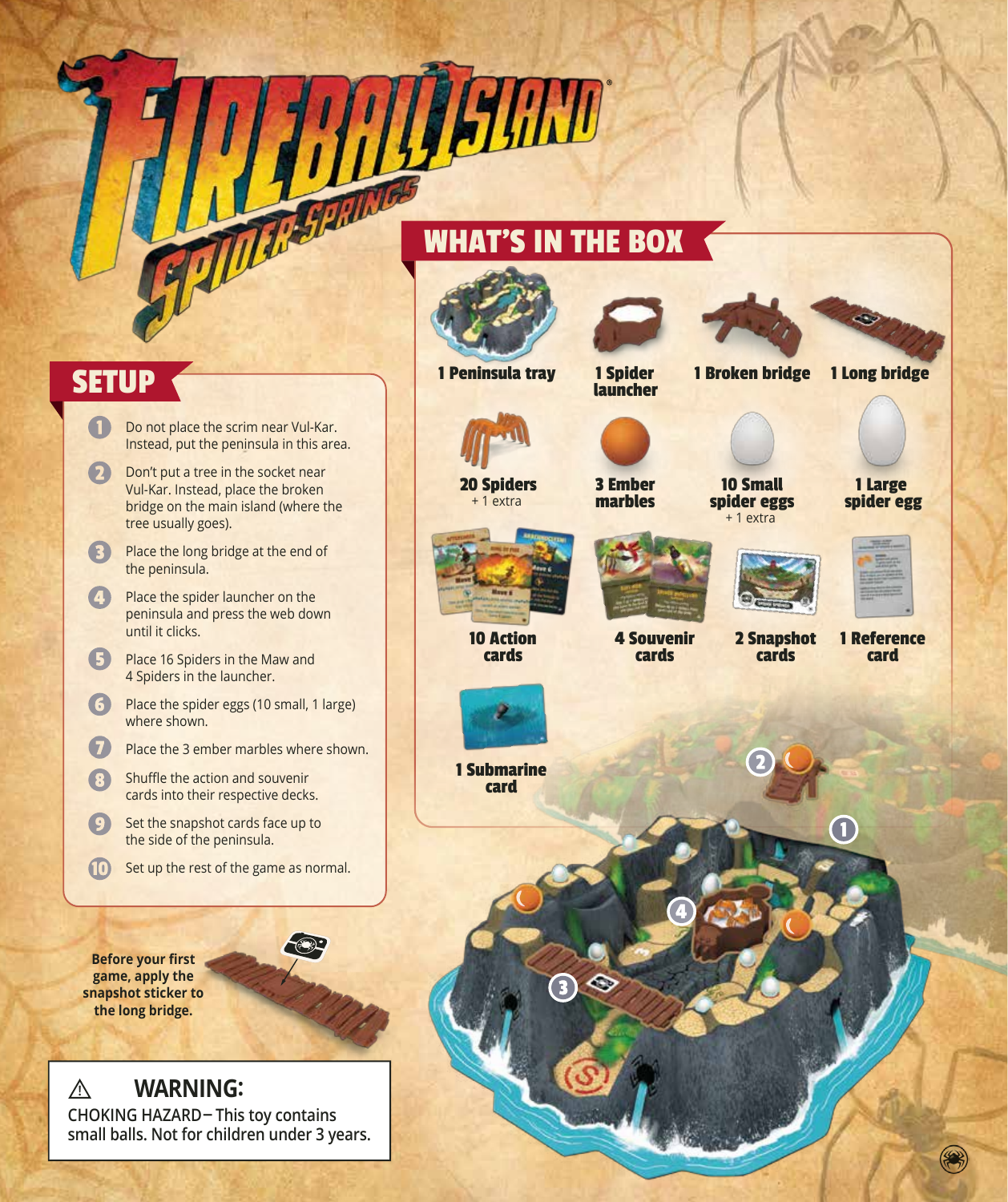# FIREBALL ISLAND® SPIDER SPRINGS

## WHAT'S IN THE BOX

- 1 Peninsula tray
- 1 Spider launcher
- 1 Broken bridge
- 1 Long bridge
- 20 Spiders + 1 extra
- 3 Ember marbles
- 10 Small spider eggs + 1 extra
- 1 Large spider egg
- 10 Action cards
- 4 Souvenir cards
- 2 Snapshot cards
- 1 Reference card
- 1 Submarine card

## SETUP

1. Do not place the scrim near Vul-Kar. Instead, put the peninsula in this area.
2. Don't put a tree in the socket near Vul-Kar. Instead, place the broken bridge on the main island (where the tree usually goes).
3. Place the long bridge at the end of the peninsula.
4. Place the spider launcher on the peninsula and press the web down until it clicks.
5. Place 16 Spiders in the Maw and 4 Spiders in the launcher.
6. Place the spider eggs (10 small, 1 large) where shown.
7. Place the 3 ember marbles where shown.
8. Shuffle the action and souvenir cards into their respective decks.
9. Set the snapshot cards face up to the side of the peninsula.
10. Set up the rest of the game as normal.

**Before your first game, apply the snapshot sticker to the long bridge.**

⚠ **WARNING:**
CHOKING HAZARD – This toy contains small balls. Not for children under 3 years.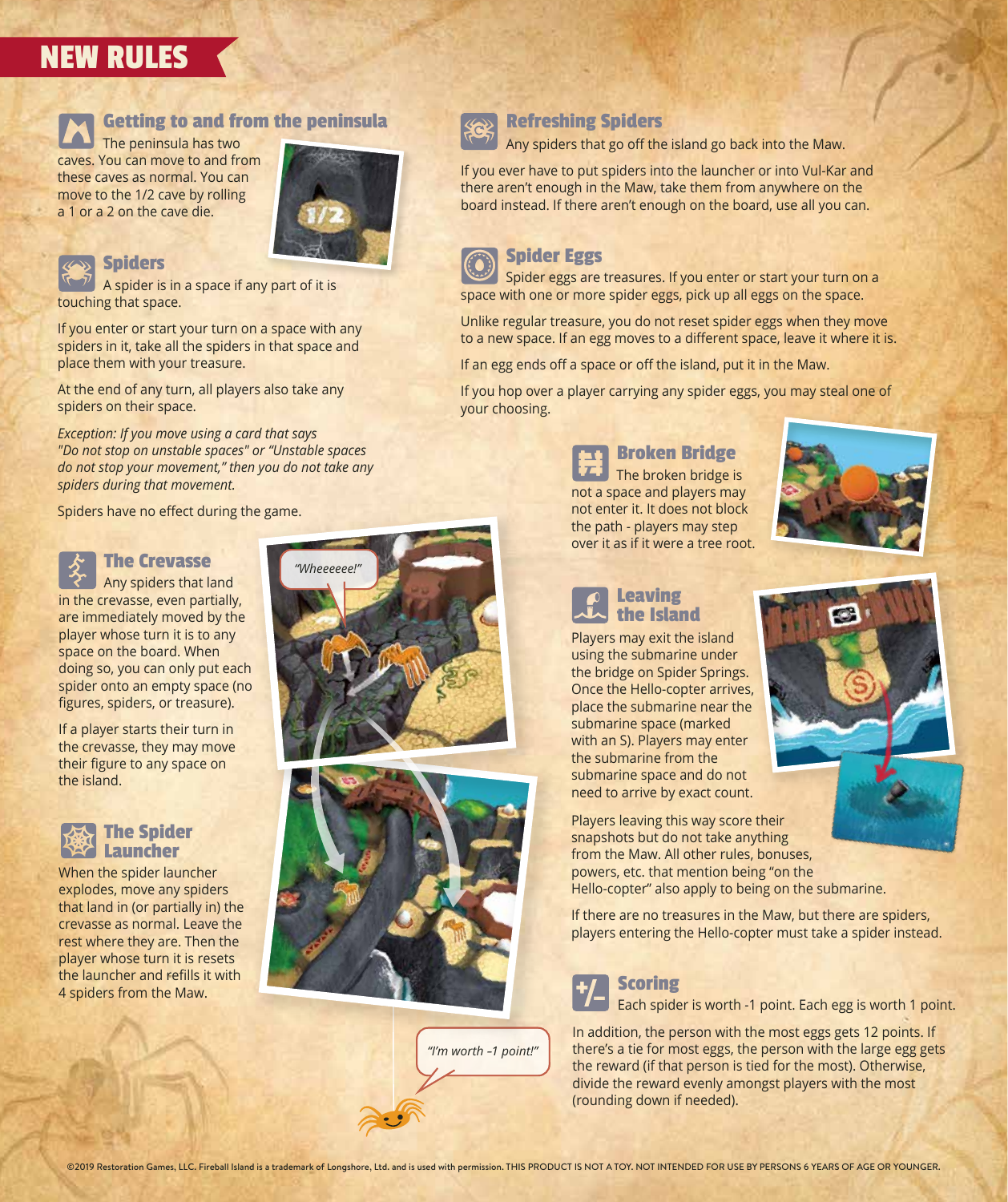# NEW RULES

## Getting to and from the peninsula

The peninsula has two caves. You can move to and from these caves as normal. You can move to the 1/2 cave by rolling a 1 or a 2 on the cave die.

## Spiders

A spider is in a space if any part of it is touching that space.

If you enter or start your turn on a space with any spiders in it, take all the spiders in that space and place them with your treasure.

At the end of any turn, all players also take any spiders on their space.

*Exception: If you move using a card that says "Do not stop on unstable spaces" or "Unstable spaces do not stop your movement," then you do not take any spiders during that movement.*

Spiders have no effect during the game.

## The Crevasse

Any spiders that land in the crevasse, even partially, are immediately moved by the player whose turn it is to any space on the board. When doing so, you can only put each spider onto an empty space (no figures, spiders, or treasure).

If a player starts their turn in the crevasse, they may move their figure to any space on the island.

## The Spider Launcher

When the spider launcher explodes, move any spiders that land in (or partially in) the crevasse as normal. Leave the rest where they are. Then the player whose turn it is resets the launcher and refills it with 4 spiders from the Maw.

## Refreshing Spiders

Any spiders that go off the island go back into the Maw.

If you ever have to put spiders into the launcher or into Vul-Kar and there aren't enough in the Maw, take them from anywhere on the board instead. If there aren't enough on the board, use all you can.

## Spider Eggs

Spider eggs are treasures. If you enter or start your turn on a space with one or more spider eggs, pick up all eggs on the space.

Unlike regular treasure, you do not reset spider eggs when they move to a new space. If an egg moves to a different space, leave it where it is.

If an egg ends off a space or off the island, put it in the Maw.

If you hop over a player carrying any spider eggs, you may steal one of your choosing.

## Broken Bridge

The broken bridge is not a space and players may not enter it. It does not block the path - players may step over it as if it were a tree root.

## Leaving the Island

Players may exit the island using the submarine under the bridge on Spider Springs. Once the Hello-copter arrives, place the submarine near the submarine space (marked with an S). Players may enter the submarine from the submarine space and do not need to arrive by exact count.

Players leaving this way score their snapshots but do not take anything from the Maw. All other rules, bonuses, powers, etc. that mention being "on the Hello-copter" also apply to being on the submarine.

If there are no treasures in the Maw, but there are spiders, players entering the Hello-copter must take a spider instead.

## Scoring

Each spider is worth -1 point. Each egg is worth 1 point.

In addition, the person with the most eggs gets 12 points. If there's a tie for most eggs, the person with the large egg gets the reward (if that person is tied for the most). Otherwise, divide the reward evenly amongst players with the most (rounding down if needed).

©2019 Restoration Games, LLC. Fireball Island is a trademark of Longshore, Ltd. and is used with permission. THIS PRODUCT IS NOT A TOY. NOT INTENDED FOR USE BY PERSONS 6 YEARS OF AGE OR YOUNGER.